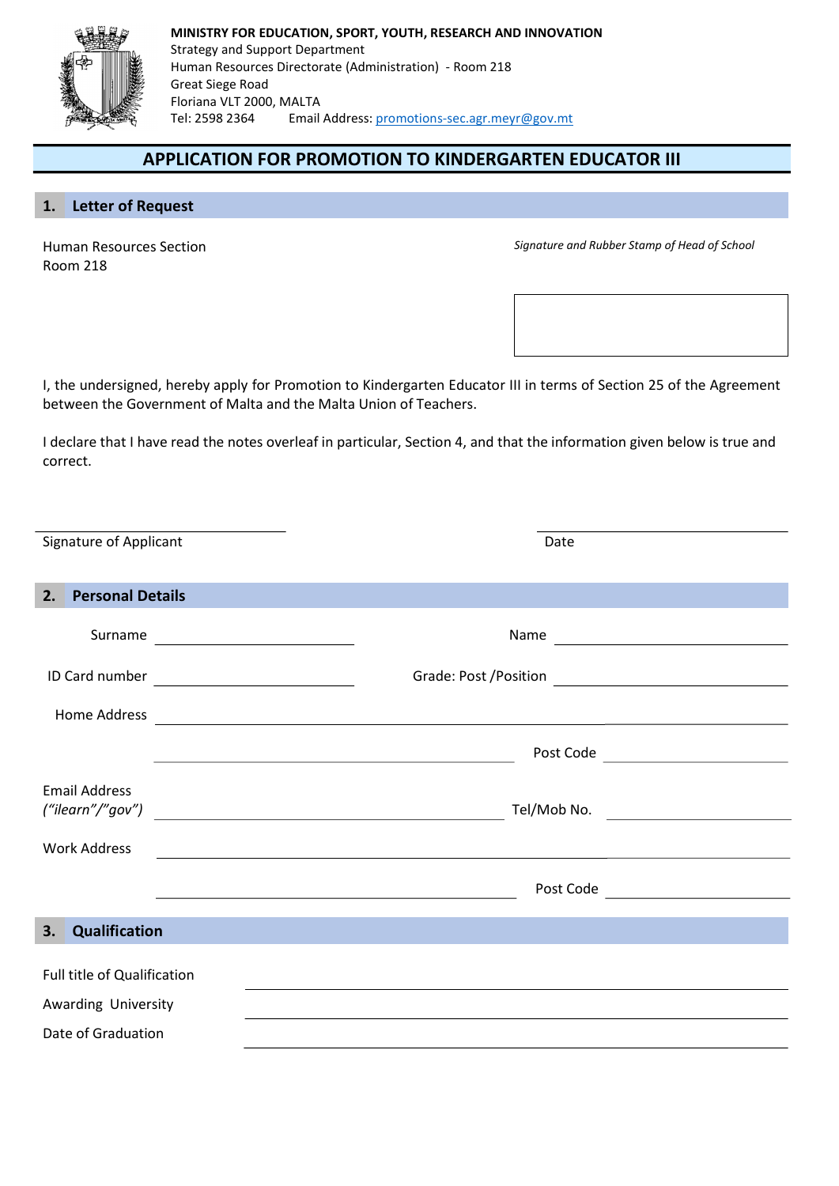**MINISTRY FOR EDUCATION, SPORT, YOUTH, RESEARCH AND INNOVATION**
Strategy and Support Department
Human Resources Directorate (Administration) - Room 218
Great Siege Road
Floriana VLT 2000, MALTA
Tel: 2598 2364 Email Address: promotions-sec.agr.meyr@gov.mt

# APPLICATION FOR PROMOTION TO KINDERGARTEN EDUCATOR III

## 1. Letter of Request

Human Resources Section
Room 218

*Signature and Rubber Stamp of Head of School*

I, the undersigned, hereby apply for Promotion to Kindergarten Educator III in terms of Section 25 of the Agreement between the Government of Malta and the Malta Union of Teachers.

I declare that I have read the notes overleaf in particular, Section 4, and that the information given below is true and correct.

Signature of Applicant ____________________ Date ____________________

## 2. Personal Details

Surname ____________________ Name ____________________

ID Card number ____________________ Grade: Post /Position ____________________

Home Address ________________________________________

________________________________________ Post Code ____________________

Email Address (*"ilearn"/"gov"*) ____________________ Tel/Mob No. ____________________

Work Address ________________________________________

________________________________________ Post Code ____________________

## 3. Qualification

Full title of Qualification ________________________________________

Awarding University ________________________________________

Date of Graduation ________________________________________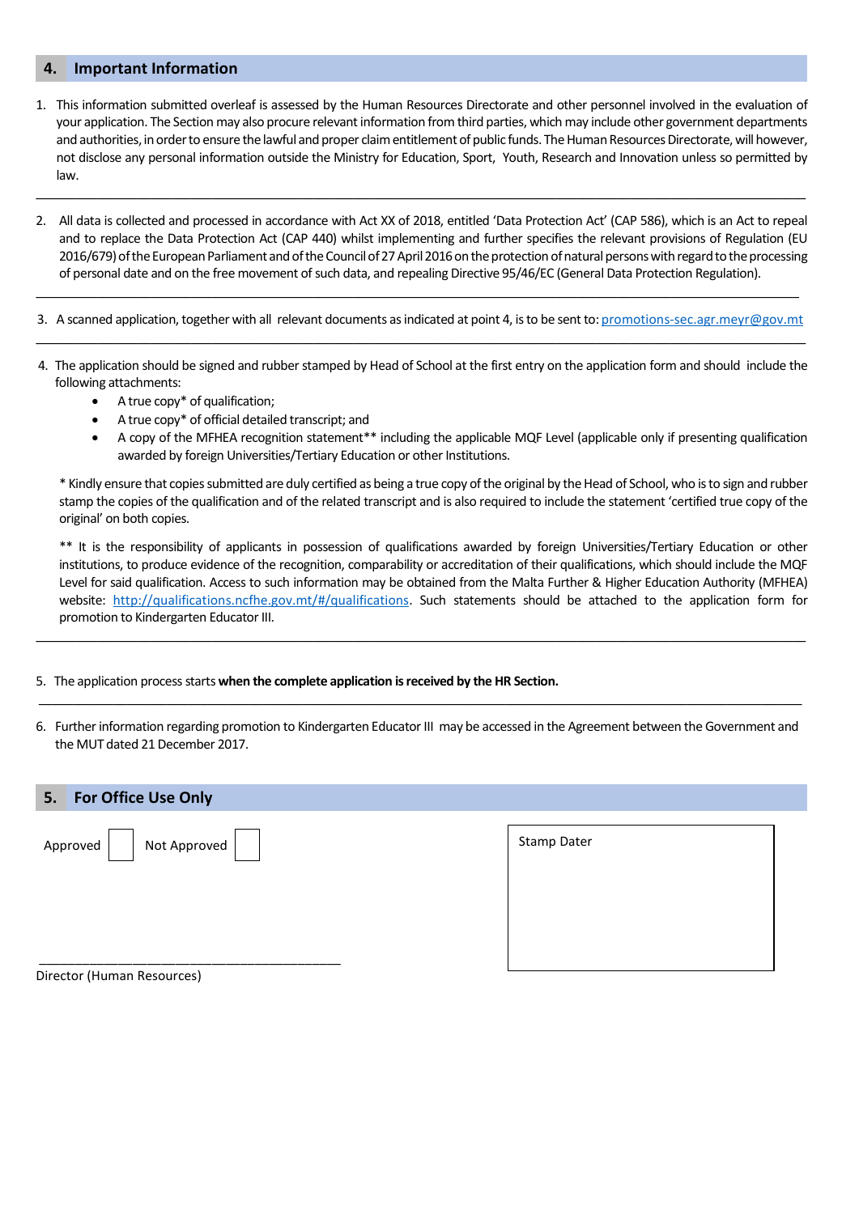## 4. Important Information

1. This information submitted overleaf is assessed by the Human Resources Directorate and other personnel involved in the evaluation of your application. The Section may also procure relevant information from third parties, which may include other government departments and authorities, in order to ensure the lawful and proper claim entitlement of public funds. The Human Resources Directorate, will however, not disclose any personal information outside the Ministry for Education, Sport, Youth, Research and Innovation unless so permitted by law.

---

2. All data is collected and processed in accordance with Act XX of 2018, entitled 'Data Protection Act' (CAP 586), which is an Act to repeal and to replace the Data Protection Act (CAP 440) whilst implementing and further specifies the relevant provisions of Regulation (EU 2016/679) of the European Parliament and of the Council of 27 April 2016 on the protection of natural persons with regard to the processing of personal date and on the free movement of such data, and repealing Directive 95/46/EC (General Data Protection Regulation).

---

3. A scanned application, together with all relevant documents as indicated at point 4, is to be sent to: promotions-sec.agr.meyr@gov.mt

---

4. The application should be signed and rubber stamped by Head of School at the first entry on the application form and should include the following attachments:
   - A true copy* of qualification;
   - A true copy* of official detailed transcript; and
   - A copy of the MFHEA recognition statement** including the applicable MQF Level (applicable only if presenting qualification awarded by foreign Universities/Tertiary Education or other Institutions.

   * Kindly ensure that copies submitted are duly certified as being a true copy of the original by the Head of School, who is to sign and rubber stamp the copies of the qualification and of the related transcript and is also required to include the statement 'certified true copy of the original' on both copies.

   ** It is the responsibility of applicants in possession of qualifications awarded by foreign Universities/Tertiary Education or other institutions, to produce evidence of the recognition, comparability or accreditation of their qualifications, which should include the MQF Level for said qualification. Access to such information may be obtained from the Malta Further & Higher Education Authority (MFHEA) website: http://qualifications.ncfhe.gov.mt/#/qualifications. Such statements should be attached to the application form for promotion to Kindergarten Educator III.

---

5. The application process starts **when the complete application is received by the HR Section.**

---

6. Further information regarding promotion to Kindergarten Educator III may be accessed in the Agreement between the Government and the MUT dated 21 December 2017.

## 5. For Office Use Only

Approved ☐ Not Approved ☐

Stamp Dater

\_\_\_\_\_\_\_\_\_\_\_\_\_\_\_\_\_\_\_\_\_\_\_\_\_\_\_\_\_\_\_\_\_\_\_\_\_\_\_\_

Director (Human Resources)